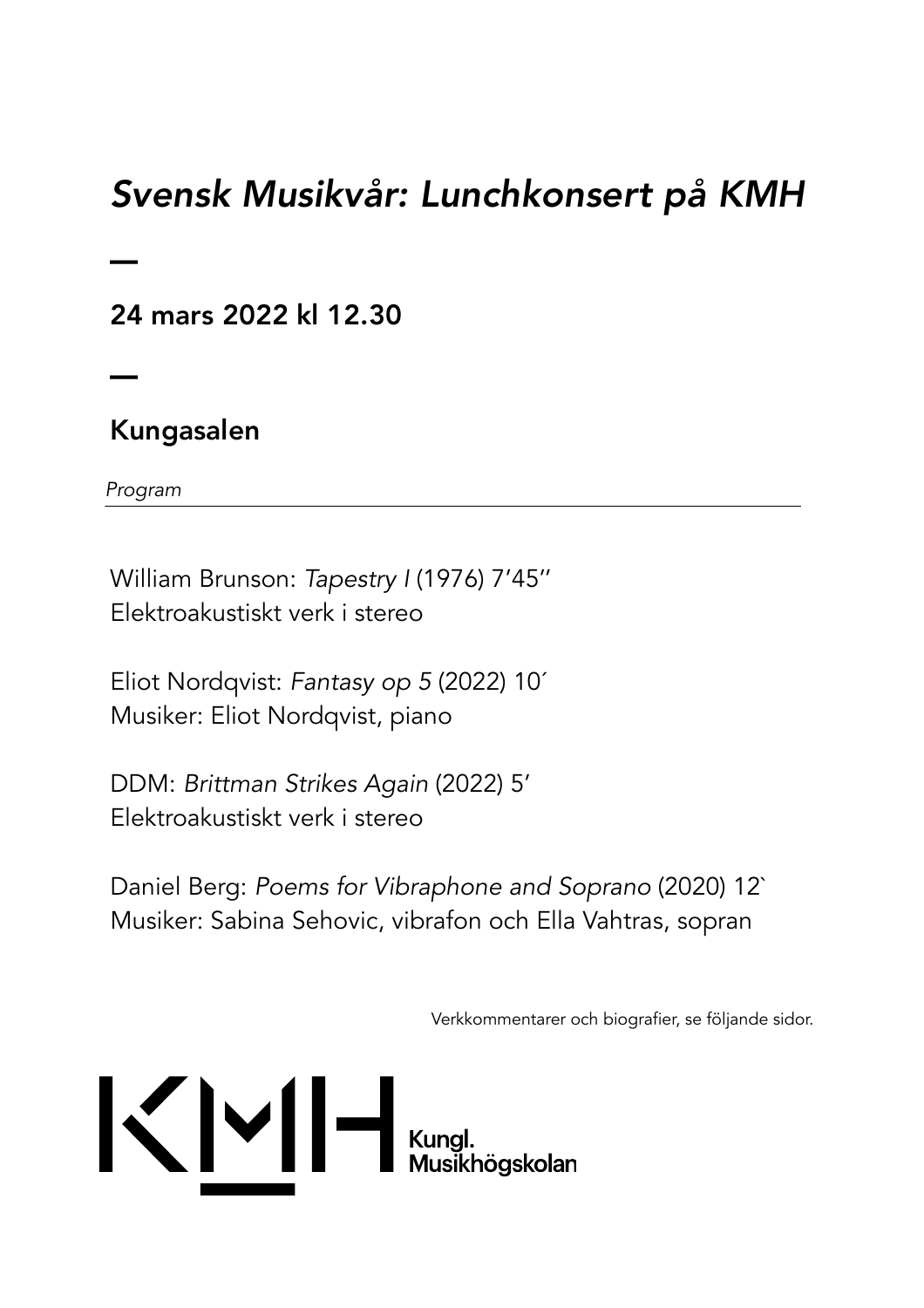# *Svensk Musikvår: Lunchkonsert på KMH*

—

## 24 mars 2022 kl 12.30

—

## Kungasalen

*Program*

---

William Brunson: *Tapestry I* (1976) 7’45’’
Elektroakustiskt verk i stereo

Eliot Nordqvist: *Fantasy op 5* (2022) 10´
Musiker: Eliot Nordqvist, piano

DDM: *Brittman Strikes Again* (2022) 5’
Elektroakustiskt verk i stereo

Daniel Berg: *Poems for Vibraphone and Soprano* (2020) 12`
Musiker: Sabina Sehovic, vibrafon och Ella Vahtras, sopran

Verkkommentarer och biografier, se följande sidor.

KMH Kungl. Musikhögskolan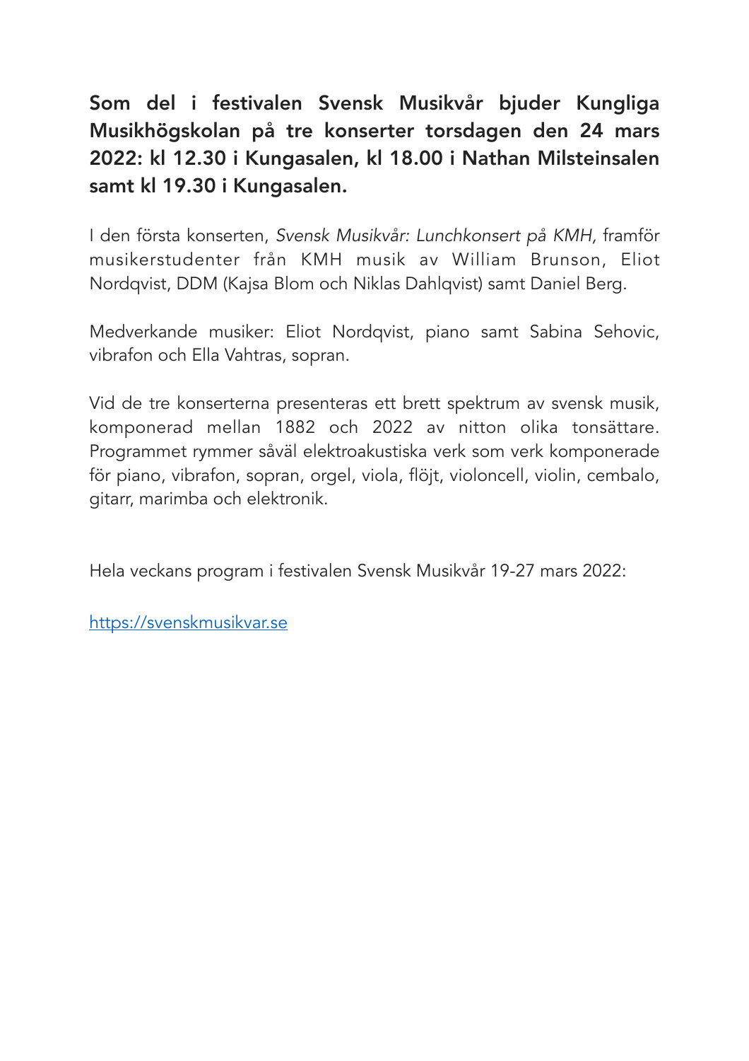**Som del i festivalen Svensk Musikvår bjuder Kungliga Musikhögskolan på tre konserter torsdagen den 24 mars 2022: kl 12.30 i Kungasalen, kl 18.00 i Nathan Milsteinsalen samt kl 19.30 i Kungasalen.**

I den första konserten, *Svensk Musikvår: Lunchkonsert på KMH,* framför musikerstudenter från KMH musik av William Brunson, Eliot Nordqvist, DDM (Kajsa Blom och Niklas Dahlqvist) samt Daniel Berg.

Medverkande musiker: Eliot Nordqvist, piano samt Sabina Sehovic, vibrafon och Ella Vahtras, sopran.

Vid de tre konserterna presenteras ett brett spektrum av svensk musik, komponerad mellan 1882 och 2022 av nitton olika tonsättare. Programmet rymmer såväl elektroakustiska verk som verk komponerade för piano, vibrafon, sopran, orgel, viola, flöjt, violoncell, violin, cembalo, gitarr, marimba och elektronik.

Hela veckans program i festivalen Svensk Musikvår 19-27 mars 2022:

https://svenskmusikvar.se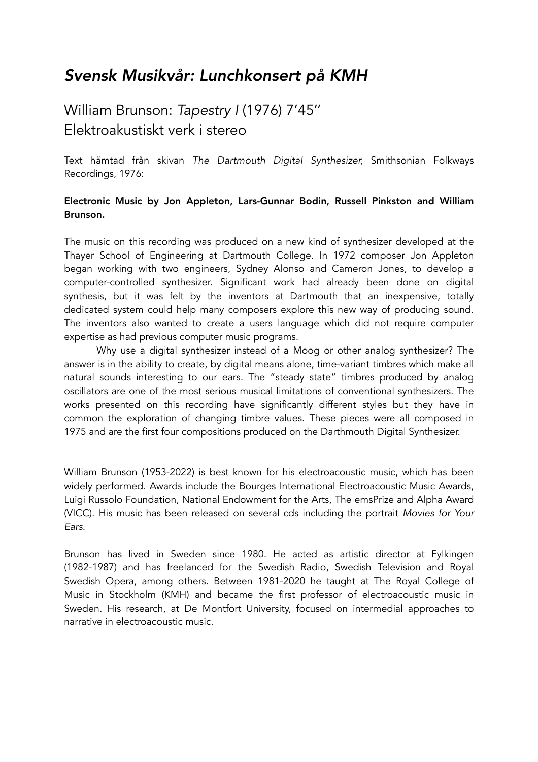# *Svensk Musikvår: Lunchkonsert på KMH*

## William Brunson: *Tapestry I* (1976) 7’45’’
## Elektroakustiskt verk i stereo

Text hämtad från skivan *The Dartmouth Digital Synthesizer,* Smithsonian Folkways Recordings, 1976:

**Electronic Music by Jon Appleton, Lars-Gunnar Bodin, Russell Pinkston and William Brunson.**

The music on this recording was produced on a new kind of synthesizer developed at the Thayer School of Engineering at Dartmouth College. In 1972 composer Jon Appleton began working with two engineers, Sydney Alonso and Cameron Jones, to develop a computer-controlled synthesizer. Significant work had already been done on digital synthesis, but it was felt by the inventors at Dartmouth that an inexpensive, totally dedicated system could help many composers explore this new way of producing sound. The inventors also wanted to create a users language which did not require computer expertise as had previous computer music programs.

Why use a digital synthesizer instead of a Moog or other analog synthesizer? The answer is in the ability to create, by digital means alone, time-variant timbres which make all natural sounds interesting to our ears. The ”steady state” timbres produced by analog oscillators are one of the most serious musical limitations of conventional synthesizers. The works presented on this recording have significantly different styles but they have in common the exploration of changing timbre values. These pieces were all composed in 1975 and are the first four compositions produced on the Darthmouth Digital Synthesizer.

William Brunson (1953-2022) is best known for his electroacoustic music, which has been widely performed. Awards include the Bourges International Electroacoustic Music Awards, Luigi Russolo Foundation, National Endowment for the Arts, The emsPrize and Alpha Award (VICC). His music has been released on several cds including the portrait *Movies for Your Ears.*

Brunson has lived in Sweden since 1980. He acted as artistic director at Fylkingen (1982-1987) and has freelanced for the Swedish Radio, Swedish Television and Royal Swedish Opera, among others. Between 1981-2020 he taught at The Royal College of Music in Stockholm (KMH) and became the first professor of electroacoustic music in Sweden. His research, at De Montfort University, focused on intermedial approaches to narrative in electroacoustic music.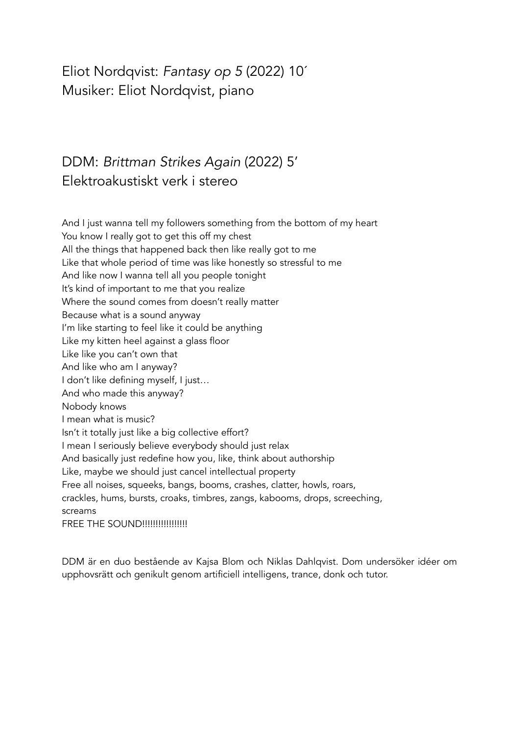## Eliot Nordqvist: *Fantasy op 5* (2022) 10´
## Musiker: Eliot Nordqvist, piano

## DDM: *Brittman Strikes Again* (2022) 5'
## Elektroakustiskt verk i stereo

And I just wanna tell my followers something from the bottom of my heart
You know I really got to get this off my chest
All the things that happened back then like really got to me
Like that whole period of time was like honestly so stressful to me
And like now I wanna tell all you people tonight
It's kind of important to me that you realize
Where the sound comes from doesn't really matter
Because what is a sound anyway
I'm like starting to feel like it could be anything
Like my kitten heel against a glass floor
Like like you can't own that
And like who am I anyway?
I don't like defining myself, I just…
And who made this anyway?
Nobody knows
I mean what is music?
Isn't it totally just like a big collective effort?
I mean I seriously believe everybody should just relax
And basically just redefine how you, like, think about authorship
Like, maybe we should just cancel intellectual property
Free all noises, squeeks, bangs, booms, crashes, clatter, howls, roars,
crackles, hums, bursts, croaks, timbres, zangs, kabooms, drops, screeching,
screams
FREE THE SOUND!!!!!!!!!!!!!!!!!

DDM är en duo bestående av Kajsa Blom och Niklas Dahlqvist. Dom undersöker idéer om upphovsrätt och genikult genom artificiell intelligens, trance, donk och tutor.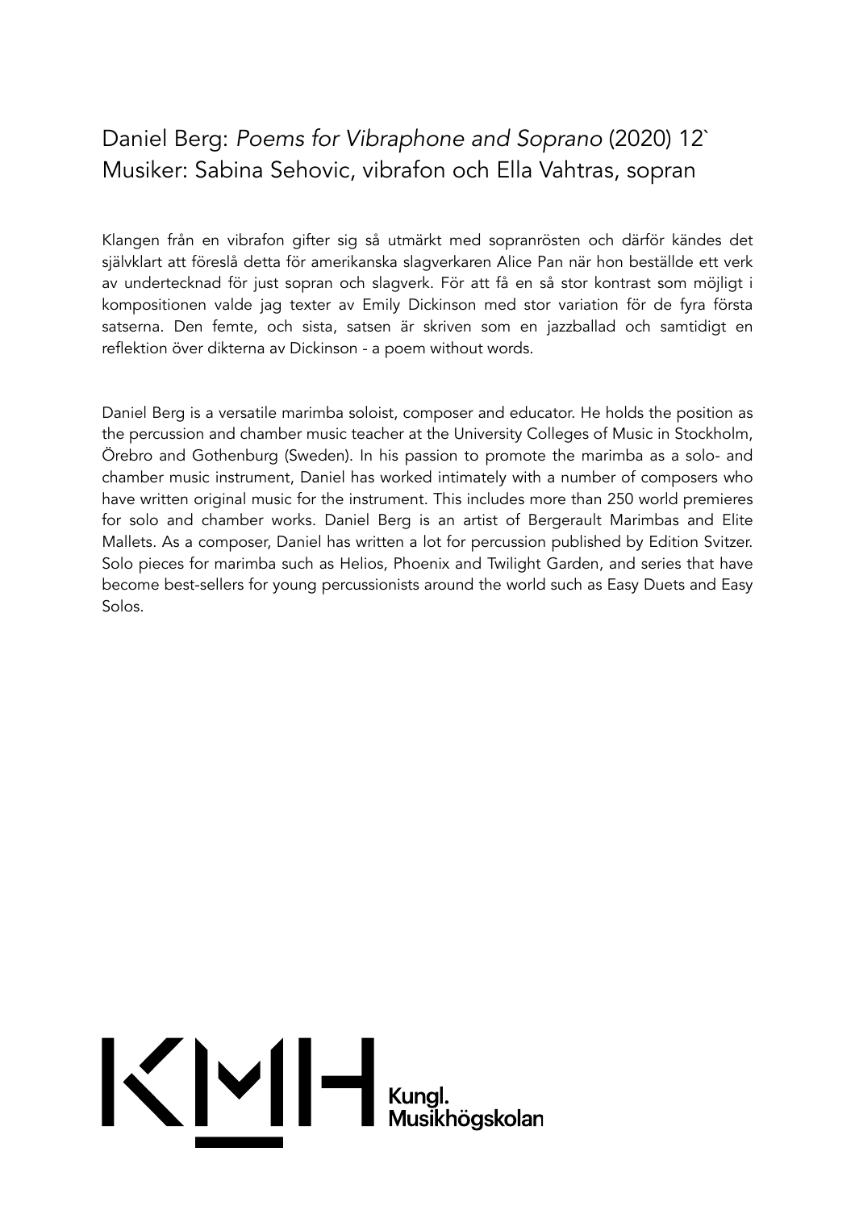## Daniel Berg: *Poems for Vibraphone and Soprano* (2020) 12`
## Musiker: Sabina Sehovic, vibrafon och Ella Vahtras, sopran

Klangen från en vibrafon gifter sig så utmärkt med sopranrösten och därför kändes det självklart att föreslå detta för amerikanska slagverkaren Alice Pan när hon beställde ett verk av undertecknad för just sopran och slagverk. För att få en så stor kontrast som möjligt i kompositionen valde jag texter av Emily Dickinson med stor variation för de fyra första satserna. Den femte, och sista, satsen är skriven som en jazzballad och samtidigt en reflektion över dikterna av Dickinson - a poem without words.

Daniel Berg is a versatile marimba soloist, composer and educator. He holds the position as the percussion and chamber music teacher at the University Colleges of Music in Stockholm, Örebro and Gothenburg (Sweden). In his passion to promote the marimba as a solo- and chamber music instrument, Daniel has worked intimately with a number of composers who have written original music for the instrument. This includes more than 250 world premieres for solo and chamber works. Daniel Berg is an artist of Bergerault Marimbas and Elite Mallets. As a composer, Daniel has written a lot for percussion published by Edition Svitzer. Solo pieces for marimba such as Helios, Phoenix and Twilight Garden, and series that have become best-sellers for young percussionists around the world such as Easy Duets and Easy Solos.

KMH Kungl. Musikhögskolan